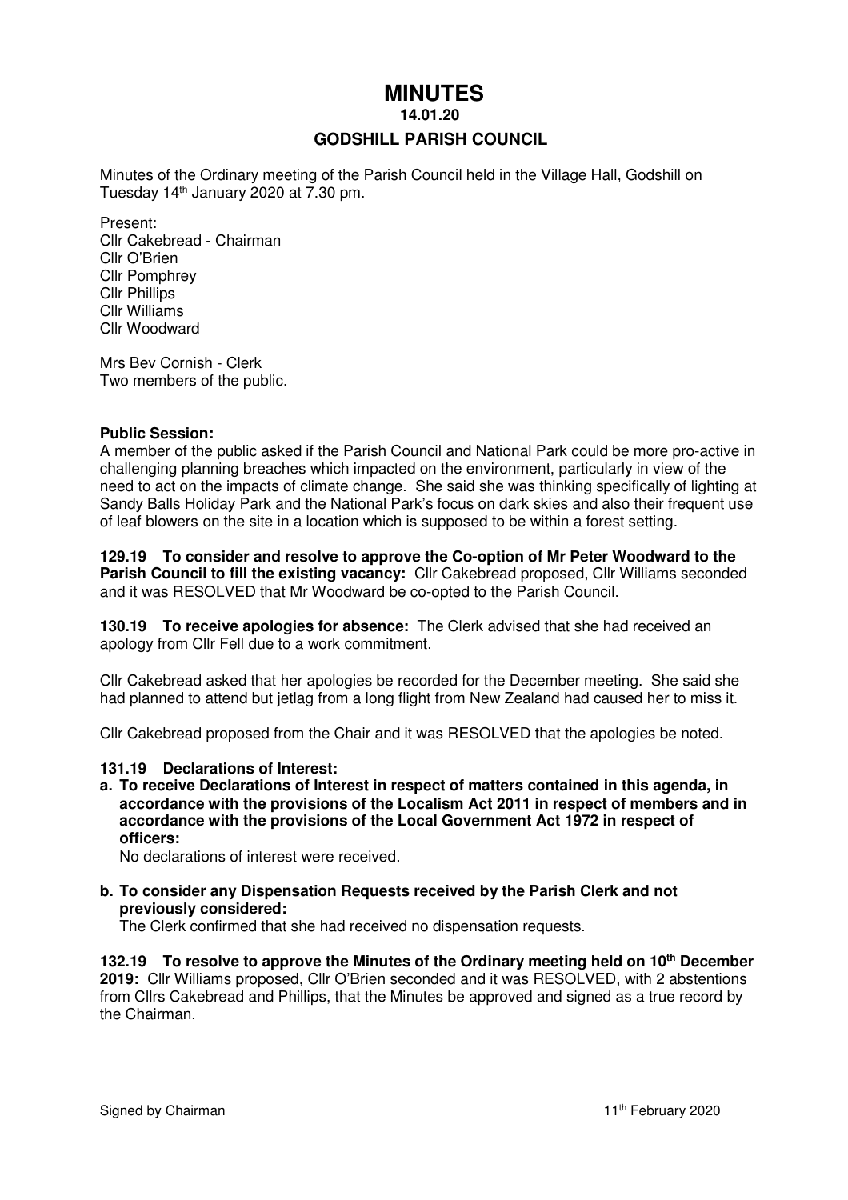# MINUTES

**14.01.20**

## GODSHILL PARISH COUNCIL

Minutes of the Ordinary meeting of the Parish Council held in the Village Hall, Godshill on Tuesday 14th January 2020 at 7.30 pm.

Present:
Cllr Cakebread - Chairman
Cllr O'Brien
Cllr Pomphrey
Cllr Phillips
Cllr Williams
Cllr Woodward

Mrs Bev Cornish - Clerk
Two members of the public.

**Public Session:**
A member of the public asked if the Parish Council and National Park could be more pro-active in challenging planning breaches which impacted on the environment, particularly in view of the need to act on the impacts of climate change. She said she was thinking specifically of lighting at Sandy Balls Holiday Park and the National Park's focus on dark skies and also their frequent use of leaf blowers on the site in a location which is supposed to be within a forest setting.

**129.19 To consider and resolve to approve the Co-option of Mr Peter Woodward to the Parish Council to fill the existing vacancy:** Cllr Cakebread proposed, Cllr Williams seconded and it was RESOLVED that Mr Woodward be co-opted to the Parish Council.

**130.19 To receive apologies for absence:** The Clerk advised that she had received an apology from Cllr Fell due to a work commitment.

Cllr Cakebread asked that her apologies be recorded for the December meeting. She said she had planned to attend but jetlag from a long flight from New Zealand had caused her to miss it.

Cllr Cakebread proposed from the Chair and it was RESOLVED that the apologies be noted.

**131.19 Declarations of Interest:**

**a. To receive Declarations of Interest in respect of matters contained in this agenda, in accordance with the provisions of the Localism Act 2011 in respect of members and in accordance with the provisions of the Local Government Act 1972 in respect of officers:**
No declarations of interest were received.

**b. To consider any Dispensation Requests received by the Parish Clerk and not previously considered:**
The Clerk confirmed that she had received no dispensation requests.

**132.19 To resolve to approve the Minutes of the Ordinary meeting held on 10th December 2019:** Cllr Williams proposed, Cllr O'Brien seconded and it was RESOLVED, with 2 abstentions from Cllrs Cakebread and Phillips, that the Minutes be approved and signed as a true record by the Chairman.

Signed by Chairman 11th February 2020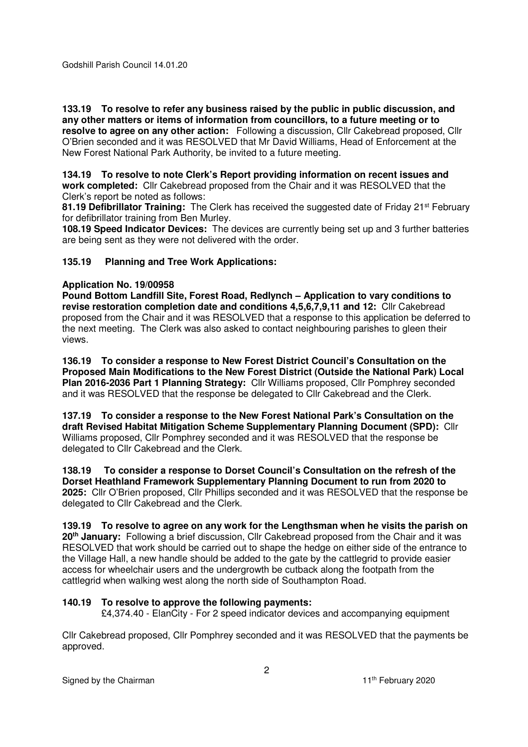**133.19 To resolve to refer any business raised by the public in public discussion, and any other matters or items of information from councillors, to a future meeting or to resolve to agree on any other action:** Following a discussion, Cllr Cakebread proposed, Cllr O'Brien seconded and it was RESOLVED that Mr David Williams, Head of Enforcement at the New Forest National Park Authority, be invited to a future meeting.

**134.19 To resolve to note Clerk's Report providing information on recent issues and work completed:** Cllr Cakebread proposed from the Chair and it was RESOLVED that the Clerk's report be noted as follows:

**81.19 Defibrillator Training:** The Clerk has received the suggested date of Friday 21st February for defibrillator training from Ben Murley.

**108.19 Speed Indicator Devices:** The devices are currently being set up and 3 further batteries are being sent as they were not delivered with the order.

**135.19 Planning and Tree Work Applications:**

**Application No. 19/00958**

**Pound Bottom Landfill Site, Forest Road, Redlynch – Application to vary conditions to revise restoration completion date and conditions 4,5,6,7,9,11 and 12:** Cllr Cakebread proposed from the Chair and it was RESOLVED that a response to this application be deferred to the next meeting. The Clerk was also asked to contact neighbouring parishes to gleen their views.

**136.19 To consider a response to New Forest District Council's Consultation on the Proposed Main Modifications to the New Forest District (Outside the National Park) Local Plan 2016-2036 Part 1 Planning Strategy:** Cllr Williams proposed, Cllr Pomphrey seconded and it was RESOLVED that the response be delegated to Cllr Cakebread and the Clerk.

**137.19 To consider a response to the New Forest National Park's Consultation on the draft Revised Habitat Mitigation Scheme Supplementary Planning Document (SPD):** Cllr Williams proposed, Cllr Pomphrey seconded and it was RESOLVED that the response be delegated to Cllr Cakebread and the Clerk.

**138.19 To consider a response to Dorset Council's Consultation on the refresh of the Dorset Heathland Framework Supplementary Planning Document to run from 2020 to 2025:** Cllr O'Brien proposed, Cllr Phillips seconded and it was RESOLVED that the response be delegated to Cllr Cakebread and the Clerk.

**139.19 To resolve to agree on any work for the Lengthsman when he visits the parish on 20th January:** Following a brief discussion, Cllr Cakebread proposed from the Chair and it was RESOLVED that work should be carried out to shape the hedge on either side of the entrance to the Village Hall, a new handle should be added to the gate by the cattlegrid to provide easier access for wheelchair users and the undergrowth be cutback along the footpath from the cattlegrid when walking west along the north side of Southampton Road.

**140.19 To resolve to approve the following payments:**

£4,374.40 - ElanCity - For 2 speed indicator devices and accompanying equipment

Cllr Cakebread proposed, Cllr Pomphrey seconded and it was RESOLVED that the payments be approved.

Signed by the Chairman 11th February 2020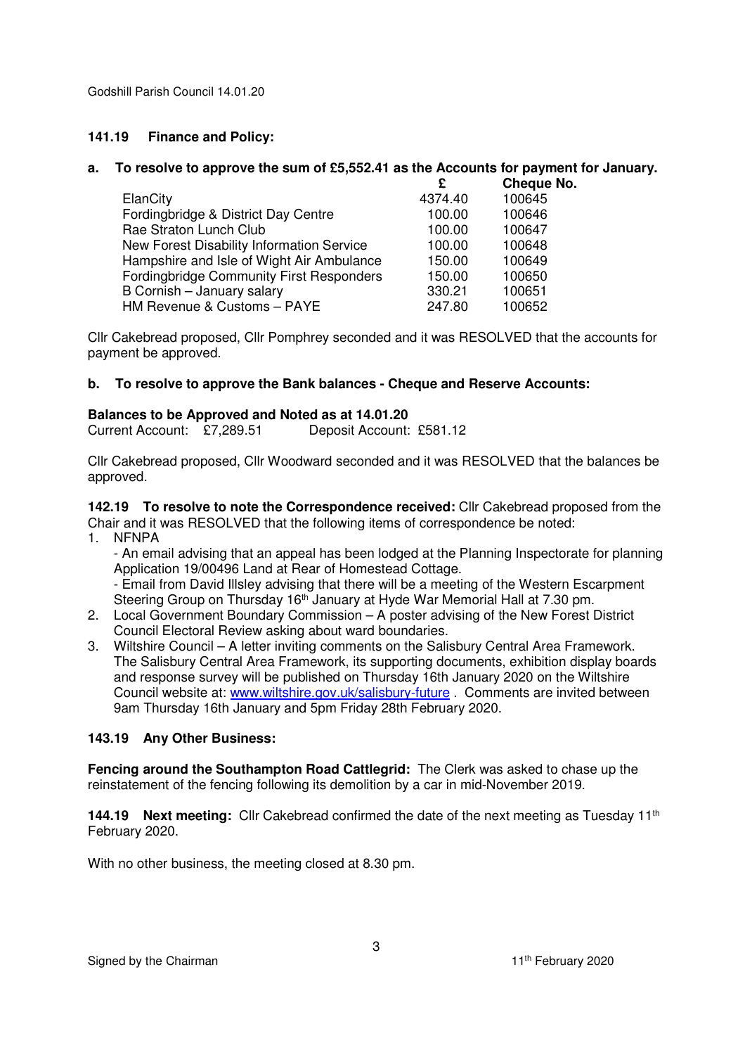Godshill Parish Council 14.01.20

### 141.19 Finance and Policy:

**a. To resolve to approve the sum of £5,552.41 as the Accounts for payment for January.**

| | **£** | **Cheque No.** |
|---|---|---|
| ElanCity | 4374.40 | 100645 |
| Fordingbridge & District Day Centre | 100.00 | 100646 |
| Rae Straton Lunch Club | 100.00 | 100647 |
| New Forest Disability Information Service | 100.00 | 100648 |
| Hampshire and Isle of Wight Air Ambulance | 150.00 | 100649 |
| Fordingbridge Community First Responders | 150.00 | 100650 |
| B Cornish – January salary | 330.21 | 100651 |
| HM Revenue & Customs – PAYE | 247.80 | 100652 |

Cllr Cakebread proposed, Cllr Pomphrey seconded and it was RESOLVED that the accounts for payment be approved.

**b. To resolve to approve the Bank balances - Cheque and Reserve Accounts:**

**Balances to be Approved and Noted as at 14.01.20**
Current Account: £7,289.51 Deposit Account: £581.12

Cllr Cakebread proposed, Cllr Woodward seconded and it was RESOLVED that the balances be approved.

**142.19 To resolve to note the Correspondence received:** Cllr Cakebread proposed from the Chair and it was RESOLVED that the following items of correspondence be noted:

1. NFNPA
   - An email advising that an appeal has been lodged at the Planning Inspectorate for planning Application 19/00496 Land at Rear of Homestead Cottage.
   - Email from David Illsley advising that there will be a meeting of the Western Escarpment Steering Group on Thursday 16th January at Hyde War Memorial Hall at 7.30 pm.
2. Local Government Boundary Commission – A poster advising of the New Forest District Council Electoral Review asking about ward boundaries.
3. Wiltshire Council – A letter inviting comments on the Salisbury Central Area Framework. The Salisbury Central Area Framework, its supporting documents, exhibition display boards and response survey will be published on Thursday 16th January 2020 on the Wiltshire Council website at: [www.wiltshire.gov.uk/salisbury-future](http://www.wiltshire.gov.uk/salisbury-future) . Comments are invited between 9am Thursday 16th January and 5pm Friday 28th February 2020.

### 143.19 Any Other Business:

**Fencing around the Southampton Road Cattlegrid:** The Clerk was asked to chase up the reinstatement of the fencing following its demolition by a car in mid-November 2019.

**144.19 Next meeting:** Cllr Cakebread confirmed the date of the next meeting as Tuesday 11th February 2020.

With no other business, the meeting closed at 8.30 pm.

Signed by the Chairman 11th February 2020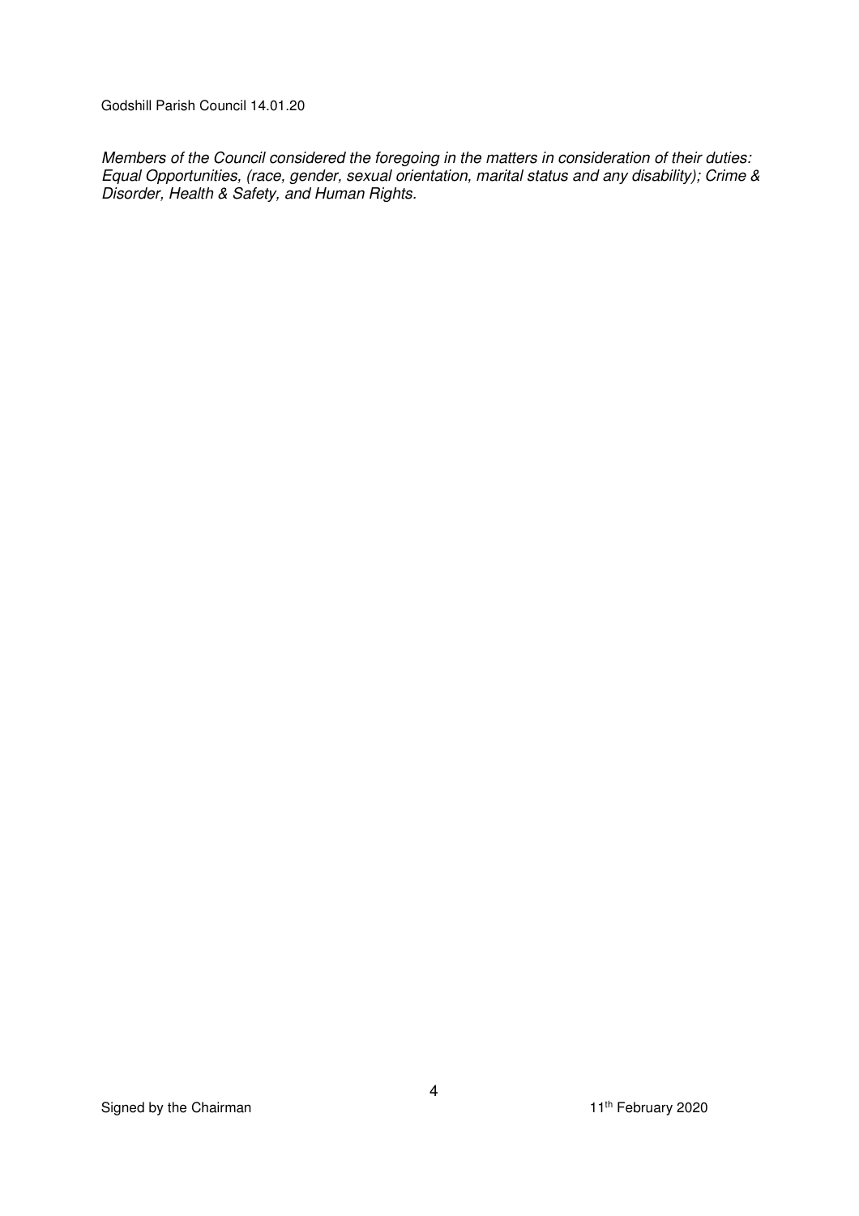*Members of the Council considered the foregoing in the matters in consideration of their duties: Equal Opportunities, (race, gender, sexual orientation, marital status and any disability); Crime & Disorder, Health & Safety, and Human Rights.*